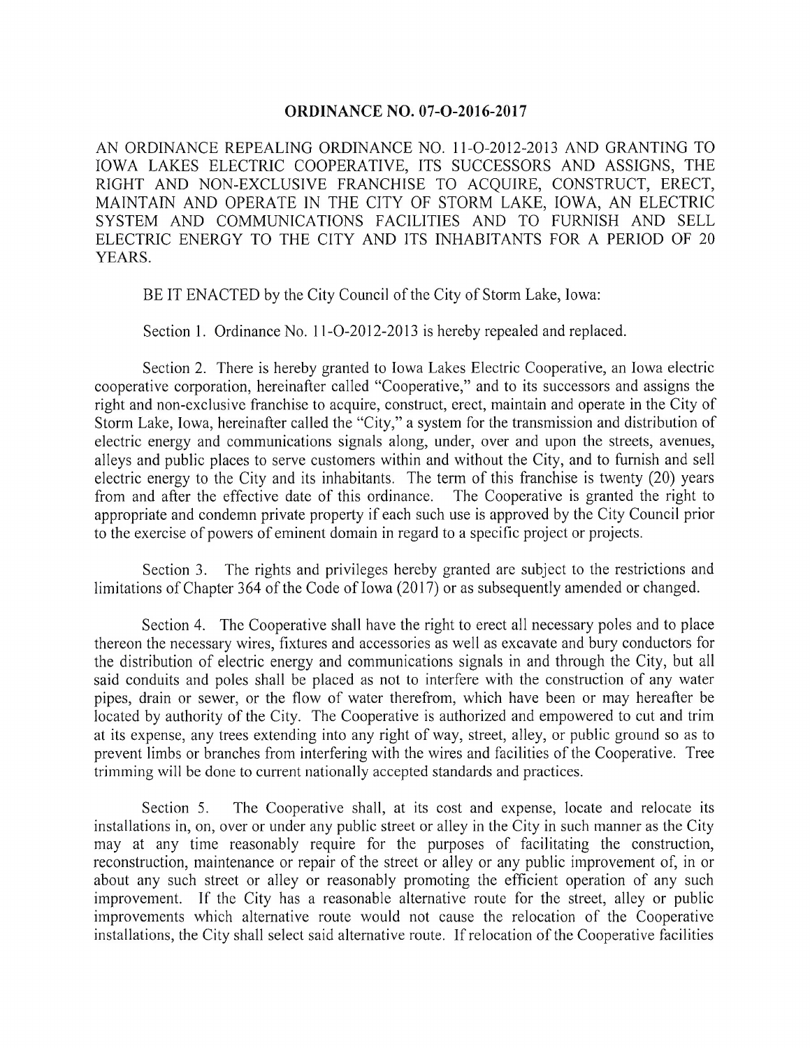# ORDINANCE NO. 07-O-2016-2017

AN ORDINANCE REPEALING ORDINANCE NO. 11-O-2012-2013 AND GRANTING TO IOWA LAKES ELECTRIC COOPERATIVE, ITS SUCCESSORS AND ASSIGNS, THE RIGHT AND NON-EXCLUSIVE FRANCHISE TO ACQUIRE, CONSTRUCT, ERECT, MAINTAIN AND OPERATE IN THE CITY OF STORM LAKE, IOWA, AN ELECTRIC SYSTEM AND COMMUNICATIONS FACILITIES AND TO FURNISH AND SELL ELECTRIC ENERGY TO THE CITY AND ITS INHABITANTS FOR A PERIOD OF 20 YEARS.

BE IT ENACTED by the City Council of the City of Storm Lake, Iowa:

Section 1. Ordinance No. 11-O-2012-2013 is hereby repealed and replaced.

Section 2. There is hereby granted to Iowa Lakes Electric Cooperative, an Iowa electric cooperative corporation, hereinafter called "Cooperative," and to its successors and assigns the right and non-exclusive franchise to acquire, construct, erect, maintain and operate in the City of Storm Lake, Iowa, hereinafter called the "City," a system for the transmission and distribution of electric energy and communications signals along, under, over and upon the streets, avenues, alleys and public places to serve customers within and without the City, and to furnish and sell electric energy to the City and its inhabitants. The term of this franchise is twenty (20) years from and after the effective date of this ordinance. The Cooperative is granted the right to appropriate and condemn private property if each such use is approved by the City Council prior to the exercise of powers of eminent domain in regard to a specific project or projects.

Section 3. The rights and privileges hereby granted are subject to the restrictions and limitations of Chapter 364 of the Code of Iowa (2017) or as subsequently amended or changed.

Section 4. The Cooperative shall have the right to erect all necessary poles and to place thereon the necessary wires, fixtures and accessories as well as excavate and bury conductors for the distribution of electric energy and communications signals in and through the City, but all said conduits and poles shall be placed as not to interfere with the construction of any water pipes, drain or sewer, or the flow of water therefrom, which have been or may hereafter be located by authority of the City. The Cooperative is authorized and empowered to cut and trim at its expense, any trees extending into any right of way, street, alley, or public ground so as to prevent limbs or branches from interfering with the wires and facilities of the Cooperative. Tree trimming will be done to current nationally accepted standards and practices.

Section 5. The Cooperative shall, at its cost and expense, locate and relocate its installations in, on, over or under any public street or alley in the City in such manner as the City may at any time reasonably require for the purposes of facilitating the construction, reconstruction, maintenance or repair of the street or alley or any public improvement of, in or about any such street or alley or reasonably promoting the efficient operation of any such improvement. If the City has a reasonable alternative route for the street, alley or public improvements which alternative route would not cause the relocation of the Cooperative installations, the City shall select said alternative route. If relocation of the Cooperative facilities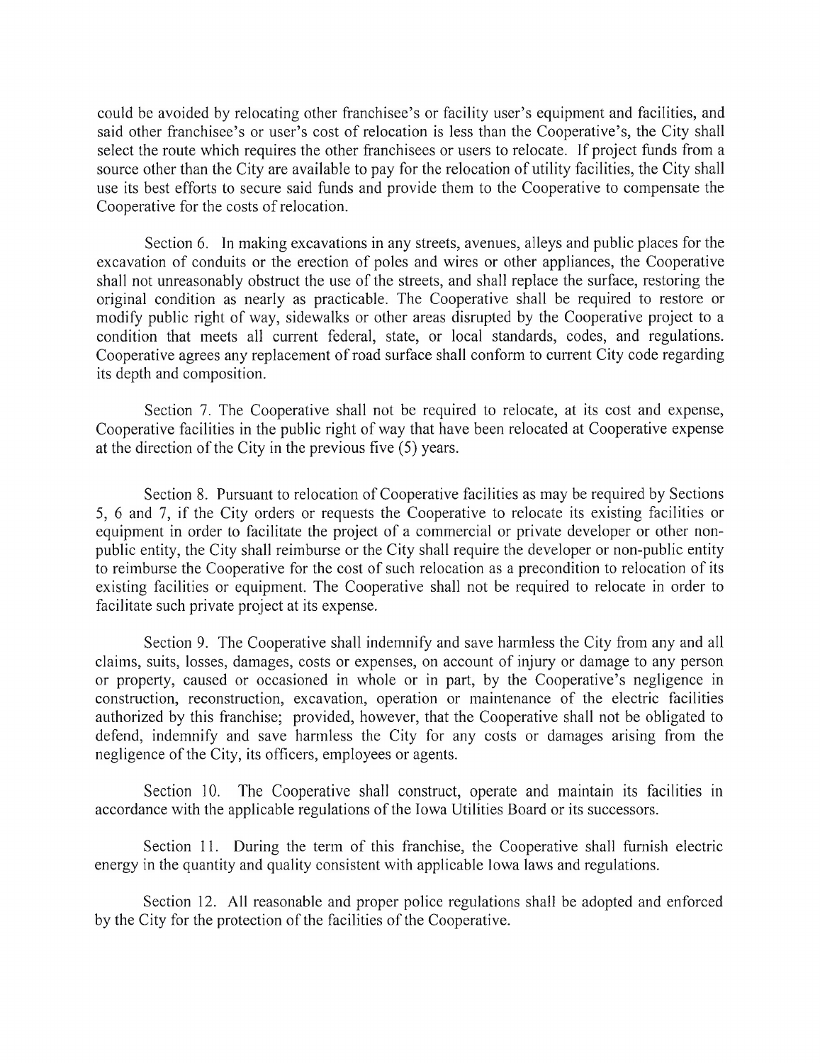could be avoided by relocating other franchisee's or facility user's equipment and facilities, and said other franchisee's or user's cost of relocation is less than the Cooperative's, the City shall select the route which requires the other franchisees or users to relocate. If project funds from a source other than the City are available to pay for the relocation of utility facilities, the City shall use its best efforts to secure said funds and provide them to the Cooperative to compensate the Cooperative for the costs of relocation.

Section 6. In making excavations in any streets, avenues, alleys and public places for the excavation of conduits or the erection of poles and wires or other appliances, the Cooperative shall not unreasonably obstruct the use of the streets, and shall replace the surface, restoring the original condition as nearly as practicable. The Cooperative shall be required to restore or modify public right of way, sidewalks or other areas disrupted by the Cooperative project to a condition that meets all current federal, state, or local standards, codes, and regulations. Cooperative agrees any replacement of road surface shall conform to current City code regarding its depth and composition.

Section 7. The Cooperative shall not be required to relocate, at its cost and expense, Cooperative facilities in the public right of way that have been relocated at Cooperative expense at the direction of the City in the previous five (5) years.

Section 8. Pursuant to relocation of Cooperative facilities as may be required by Sections 5, 6 and 7, if the City orders or requests the Cooperative to relocate its existing facilities or equipment in order to facilitate the project of a commercial or private developer or other non-public entity, the City shall reimburse or the City shall require the developer or non-public entity to reimburse the Cooperative for the cost of such relocation as a precondition to relocation of its existing facilities or equipment. The Cooperative shall not be required to relocate in order to facilitate such private project at its expense.

Section 9. The Cooperative shall indemnify and save harmless the City from any and all claims, suits, losses, damages, costs or expenses, on account of injury or damage to any person or property, caused or occasioned in whole or in part, by the Cooperative's negligence in construction, reconstruction, excavation, operation or maintenance of the electric facilities authorized by this franchise; provided, however, that the Cooperative shall not be obligated to defend, indemnify and save harmless the City for any costs or damages arising from the negligence of the City, its officers, employees or agents.

Section 10. The Cooperative shall construct, operate and maintain its facilities in accordance with the applicable regulations of the Iowa Utilities Board or its successors.

Section 11. During the term of this franchise, the Cooperative shall furnish electric energy in the quantity and quality consistent with applicable Iowa laws and regulations.

Section 12. All reasonable and proper police regulations shall be adopted and enforced by the City for the protection of the facilities of the Cooperative.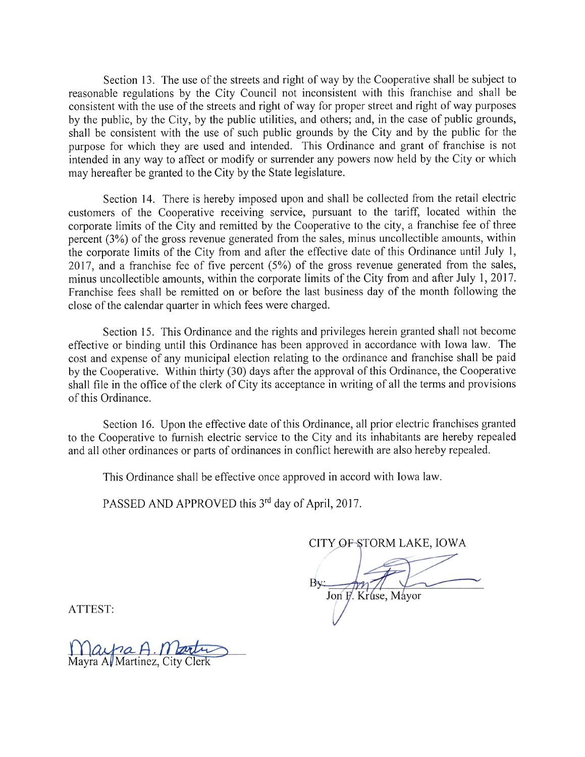Section 13. The use of the streets and right of way by the Cooperative shall be subject to reasonable regulations by the City Council not inconsistent with this franchise and shall be consistent with the use of the streets and right of way for proper street and right of way purposes by the public, by the City, by the public utilities, and others; and, in the case of public grounds, shall be consistent with the use of such public grounds by the City and by the public for the purpose for which they are used and intended. This Ordinance and grant of franchise is not intended in any way to affect or modify or surrender any powers now held by the City or which may hereafter be granted to the City by the State legislature.

Section 14. There is hereby imposed upon and shall be collected from the retail electric customers of the Cooperative receiving service, pursuant to the tariff, located within the corporate limits of the City and remitted by the Cooperative to the city, a franchise fee of three percent (3%) of the gross revenue generated from the sales, minus uncollectible amounts, within the corporate limits of the City from and after the effective date of this Ordinance until July 1, 2017, and a franchise fee of five percent (5%) of the gross revenue generated from the sales, minus uncollectible amounts, within the corporate limits of the City from and after July 1, 2017. Franchise fees shall be remitted on or before the last business day of the month following the close of the calendar quarter in which fees were charged.

Section 15. This Ordinance and the rights and privileges herein granted shall not become effective or binding until this Ordinance has been approved in accordance with Iowa law. The cost and expense of any municipal election relating to the ordinance and franchise shall be paid by the Cooperative. Within thirty (30) days after the approval of this Ordinance, the Cooperative shall file in the office of the clerk of City its acceptance in writing of all the terms and provisions of this Ordinance.

Section 16. Upon the effective date of this Ordinance, all prior electric franchises granted to the Cooperative to furnish electric service to the City and its inhabitants are hereby repealed and all other ordinances or parts of ordinances in conflict herewith are also hereby repealed.

This Ordinance shall be effective once approved in accord with Iowa law.

PASSED AND APPROVED this 3rd day of April, 2017.

CITY OF STORM LAKE, IOWA

By: 

Jon F. Kruse, Mayor

ATTEST:

Mayra A. Martinez, City Clerk